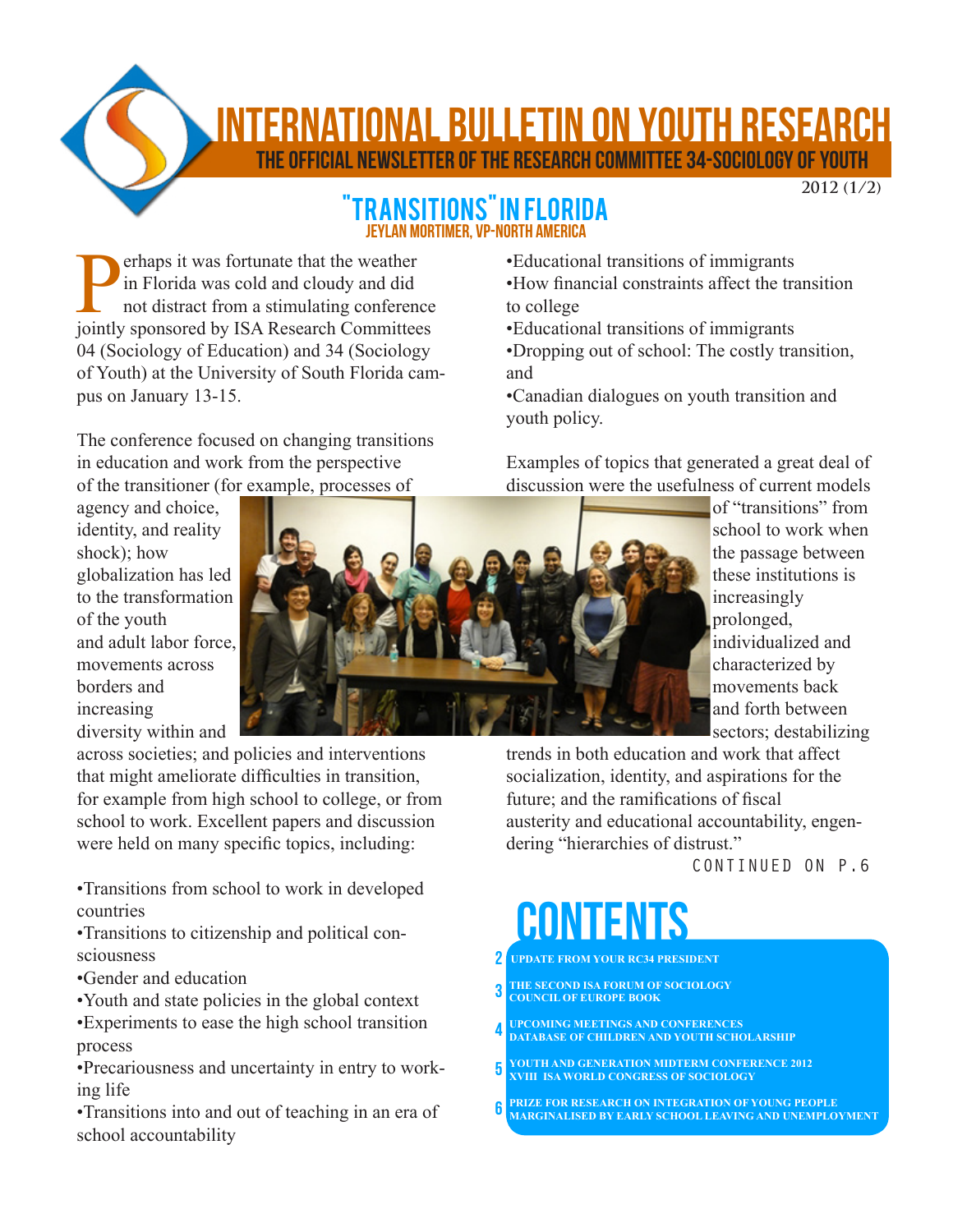# INTERNATIONAL BULLETIN ON YOUTH RESEARCH

## THE OFFICIAL NEWSLETTER OF THE RESEARCH COMMITTEE 34-SOCIOLOGY OF YOUTH

2012 (1/2)

## "TRANSITIONS" IN FLORIDA

### JEYLAN MORTIMER, VP-NORTH AMERICA

Perhaps it was fortunate that the weather in Florida was cold and cloudy and did not distract from a stimulating conference jointly sponsored by ISA Research Committees 04 (Sociology of Education) and 34 (Sociology of Youth) at the University of South Florida campus on January 13-15.

The conference focused on changing transitions in education and work from the perspective of the transitioner (for example, processes of agency and choice, identity, and reality shock); how globalization has led to the transformation of the youth and adult labor force, movements across borders and increasing diversity within and across societies; and policies and interventions that might ameliorate difficulties in transition, for example from high school to college, or from school to work. Excellent papers and discussion were held on many specific topics, including:

- Transitions from school to work in developed countries
- Transitions to citizenship and political consciousness
- Gender and education
- Youth and state policies in the global context
- Experiments to ease the high school transition process
- Precariousness and uncertainty in entry to working life
- Transitions into and out of teaching in an era of school accountability
- Educational transitions of immigrants
- How financial constraints affect the transition to college
- Educational transitions of immigrants
- Dropping out of school: The costly transition, and
- Canadian dialogues on youth transition and youth policy.

Examples of topics that generated a great deal of discussion were the usefulness of current models of "transitions" from school to work when the passage between these institutions is increasingly prolonged, individualized and characterized by movements back and forth between sectors; destabilizing trends in both education and work that affect socialization, identity, and aspirations for the future; and the ramifications of fiscal austerity and educational accountability, engendering "hierarchies of distrust."

CONTINUED ON P.6

## CONTENTS

- 2 UPDATE FROM YOUR RC34 PRESIDENT
- 3 THE SECOND ISA FORUM OF SOCIOLOGY
  COUNCIL OF EUROPE BOOK
- 4 UPCOMING MEETINGS AND CONFERENCES
  DATABASE OF CHILDREN AND YOUTH SCHOLARSHIP
- 5 YOUTH AND GENERATION MIDTERM CONFERENCE 2012
  XVIII ISA WORLD CONGRESS OF SOCIOLOGY
- 6 PRIZE FOR RESEARCH ON INTEGRATION OF YOUNG PEOPLE MARGINALISED BY EARLY SCHOOL LEAVING AND UNEMPLOYMENT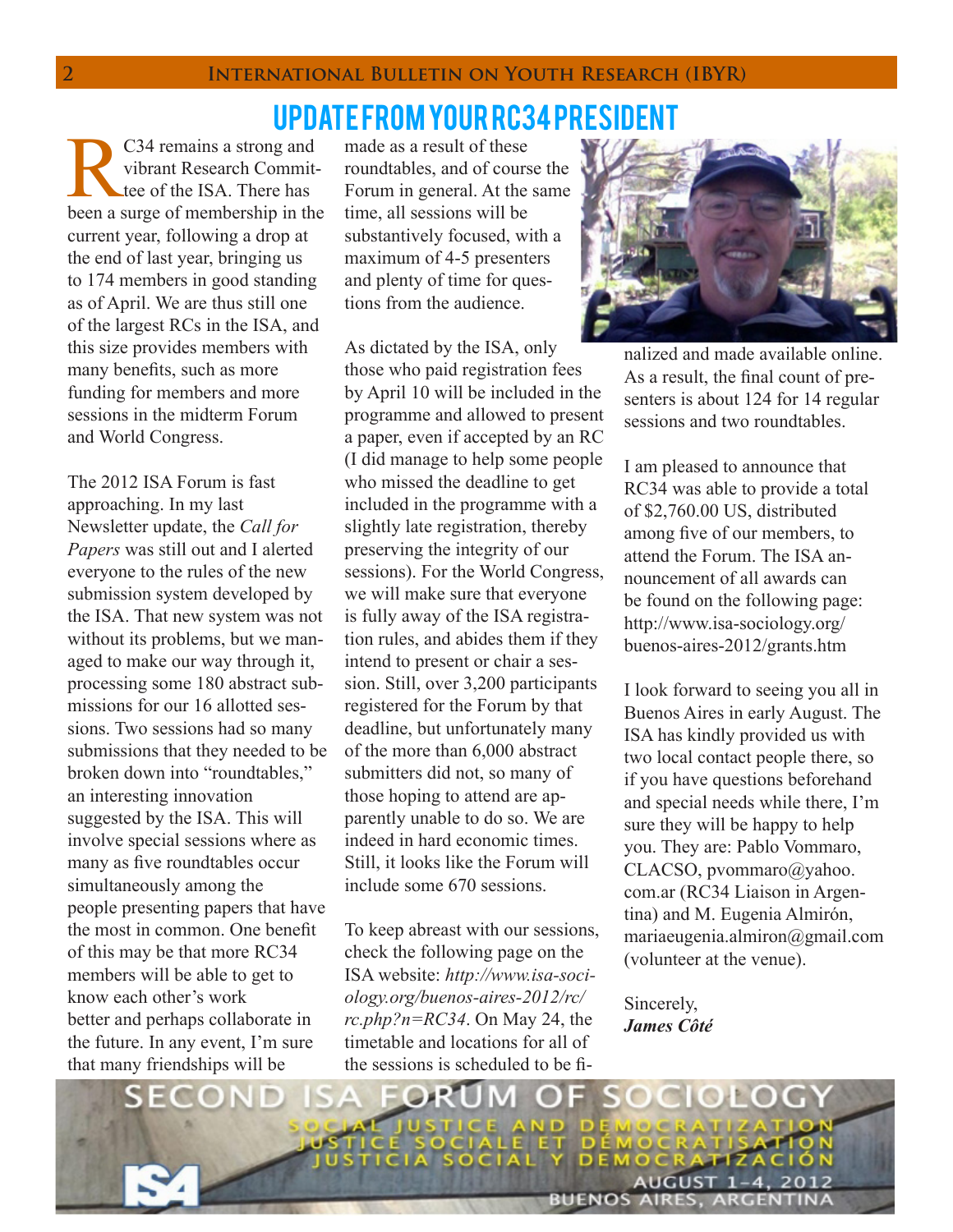# UPDATE FROM YOUR RC34 PRESIDENT

RC34 remains a strong and vibrant Research Committee of the ISA. There has been a surge of membership in the current year, following a drop at the end of last year, bringing us to 174 members in good standing as of April. We are thus still one of the largest RCs in the ISA, and this size provides members with many benefits, such as more funding for members and more sessions in the midterm Forum and World Congress.

The 2012 ISA Forum is fast approaching. In my last Newsletter update, the *Call for Papers* was still out and I alerted everyone to the rules of the new submission system developed by the ISA. That new system was not without its problems, but we managed to make our way through it, processing some 180 abstract submissions for our 16 allotted sessions. Two sessions had so many submissions that they needed to be broken down into "roundtables," an interesting innovation suggested by the ISA. This will involve special sessions where as many as five roundtables occur simultaneously among the people presenting papers that have the most in common. One benefit of this may be that more RC34 members will be able to get to know each other's work better and perhaps collaborate in the future. In any event, I'm sure that many friendships will be made as a result of these roundtables, and of course the Forum in general. At the same time, all sessions will be substantively focused, with a maximum of 4-5 presenters and plenty of time for questions from the audience.

As dictated by the ISA, only those who paid registration fees by April 10 will be included in the programme and allowed to present a paper, even if accepted by an RC (I did manage to help some people who missed the deadline to get included in the programme with a slightly late registration, thereby preserving the integrity of our sessions). For the World Congress, we will make sure that everyone is fully away of the ISA registration rules, and abides them if they intend to present or chair a session. Still, over 3,200 participants registered for the Forum by that deadline, but unfortunately many of the more than 6,000 abstract submitters did not, so many of those hoping to attend are apparently unable to do so. We are indeed in hard economic times. Still, it looks like the Forum will include some 670 sessions.

To keep abreast with our sessions, check the following page on the ISA website: *http://www.isa-sociology.org/buenos-aires-2012/rc/rc.php?n=RC34*. On May 24, the timetable and locations for all of the sessions is scheduled to be finalized and made available online. As a result, the final count of presenters is about 124 for 14 regular sessions and two roundtables.

I am pleased to announce that RC34 was able to provide a total of $2,760.00 US, distributed among five of our members, to attend the Forum. The ISA announcement of all awards can be found on the following page: http://www.isa-sociology.org/buenos-aires-2012/grants.htm

I look forward to seeing you all in Buenos Aires in early August. The ISA has kindly provided us with two local contact people there, so if you have questions beforehand and special needs while there, I'm sure they will be happy to help you. They are: Pablo Vommaro, CLACSO, pvommaro@yahoo.com.ar (RC34 Liaison in Argentina) and M. Eugenia Almirón, mariaeugenia.almiron@gmail.com (volunteer at the venue).

Sincerely,
***James Côté***

SECOND ISA FORUM OF SOCIOLOGY
SOCIAL JUSTICE AND DEMOCRATIZATION
JUSTICE SOCIALE ET DÉMOCRATISATION
JUSTICIA SOCIAL Y DEMOCRATIZACIÓN
AUGUST 1–4, 2012
BUENOS AIRES, ARGENTINA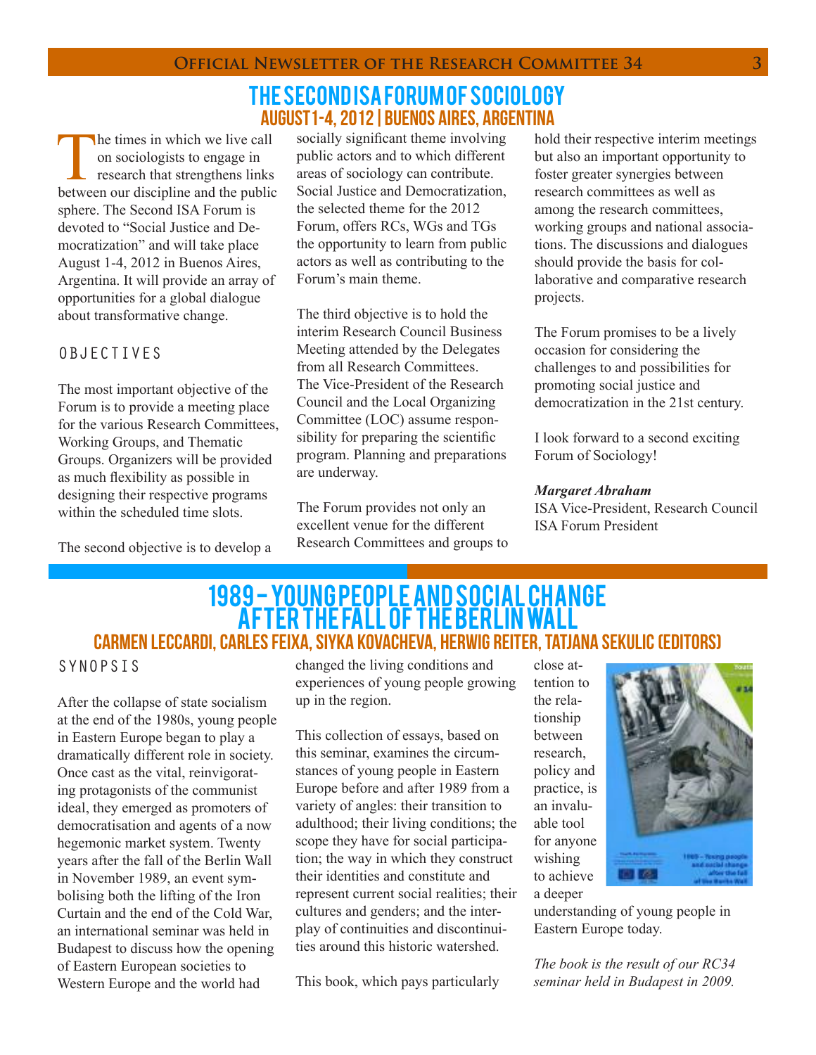# The Second ISA Forum of Sociology

## August 1-4, 2012 | Buenos Aires, Argentina

The times in which we live call on sociologists to engage in research that strengthens links between our discipline and the public sphere. The Second ISA Forum is devoted to "Social Justice and Democratization" and will take place August 1-4, 2012 in Buenos Aires, Argentina. It will provide an array of opportunities for a global dialogue about transformative change.

### OBJECTIVES

The most important objective of the Forum is to provide a meeting place for the various Research Committees, Working Groups, and Thematic Groups. Organizers will be provided as much flexibility as possible in designing their respective programs within the scheduled time slots.

The second objective is to develop a socially significant theme involving public actors and to which different areas of sociology can contribute. Social Justice and Democratization, the selected theme for the 2012 Forum, offers RCs, WGs and TGs the opportunity to learn from public actors as well as contributing to the Forum's main theme.

The third objective is to hold the interim Research Council Business Meeting attended by the Delegates from all Research Committees. The Vice-President of the Research Council and the Local Organizing Committee (LOC) assume responsibility for preparing the scientific program. Planning and preparations are underway.

The Forum provides not only an excellent venue for the different Research Committees and groups to hold their respective interim meetings but also an important opportunity to foster greater synergies between research committees as well as among the research committees, working groups and national associations. The discussions and dialogues should provide the basis for collaborative and comparative research projects.

The Forum promises to be a lively occasion for considering the challenges to and possibilities for promoting social justice and democratization in the 21st century.

I look forward to a second exciting Forum of Sociology!

***Margaret Abraham***
ISA Vice-President, Research Council
ISA Forum President

# 1989 – Young People and Social Change after the Fall of the Berlin Wall

## Carmen Leccardi, Carles Feixa, Siyka Kovacheva, Herwig Reiter, Tatjana Sekulic (Editors)

### SYNOPSIS

After the collapse of state socialism at the end of the 1980s, young people in Eastern Europe began to play a dramatically different role in society. Once cast as the vital, reinvigorating protagonists of the communist ideal, they emerged as promoters of democratisation and agents of a now hegemonic market system. Twenty years after the fall of the Berlin Wall in November 1989, an event symbolising both the lifting of the Iron Curtain and the end of the Cold War, an international seminar was held in Budapest to discuss how the opening of Eastern European societies to Western Europe and the world had changed the living conditions and experiences of young people growing up in the region.

This collection of essays, based on this seminar, examines the circumstances of young people in Eastern Europe before and after 1989 from a variety of angles: their transition to adulthood; their living conditions; the scope they have for social participation; the way in which they construct their identities and constitute and represent current social realities; their cultures and genders; and the interplay of continuities and discontinuities around this historic watershed.

This book, which pays particularly close attention to the relationship between research, policy and practice, is an invaluable tool for anyone wishing to achieve a deeper understanding of young people in Eastern Europe today.

*The book is the result of our RC34 seminar held in Budapest in 2009.*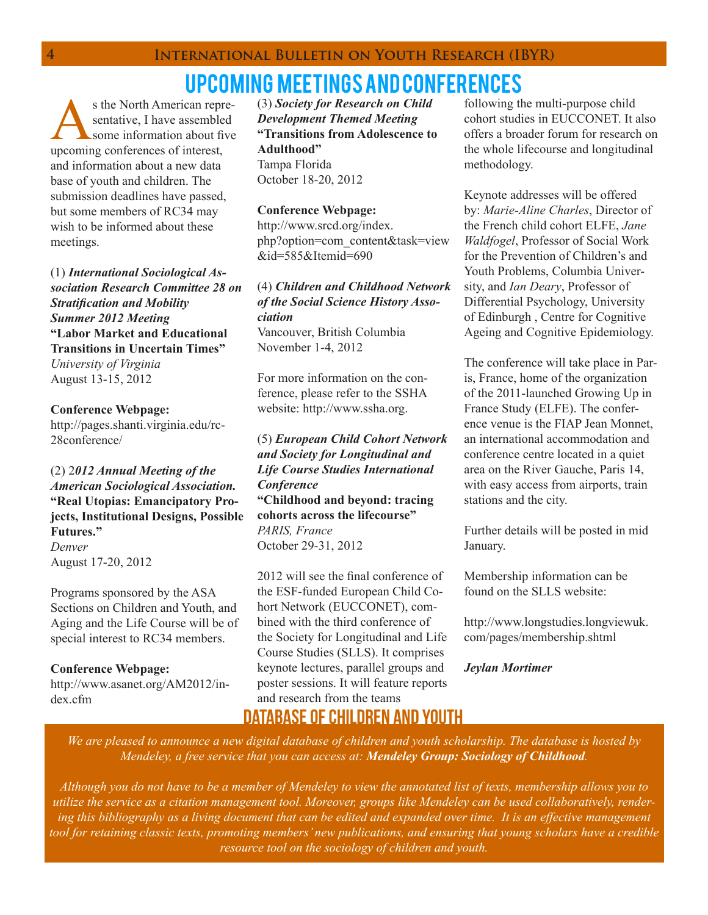# UPCOMING MEETINGS AND CONFERENCES

As the North American representative, I have assembled some information about five upcoming conferences of interest, and information about a new data base of youth and children. The submission deadlines have passed, but some members of RC34 may wish to be informed about these meetings.

(1) ***International Sociological Association Research Committee 28 on Stratification and Mobility Summer 2012 Meeting***
**"Labor Market and Educational Transitions in Uncertain Times"**
*University of Virginia*
August 13-15, 2012

**Conference Webpage:**
http://pages.shanti.virginia.edu/rc-28conference/

(2) 2***012 Annual Meeting of the American Sociological Association.***
**"Real Utopias: Emancipatory Projects, Institutional Designs, Possible Futures."**
*Denver*
August 17-20, 2012

Programs sponsored by the ASA Sections on Children and Youth, and Aging and the Life Course will be of special interest to RC34 members.

**Conference Webpage:**
http://www.asanet.org/AM2012/index.cfm

(3) ***Society for Research on Child Development Themed Meeting***
**"Transitions from Adolescence to Adulthood"**
Tampa Florida
October 18-20, 2012

**Conference Webpage:**
http://www.srcd.org/index.php?option=com_content&task=view&id=585&Itemid=690

(4) ***Children and Childhood Network of the Social Science History Association***
Vancouver, British Columbia
November 1-4, 2012

For more information on the conference, please refer to the SSHA website: http://www.ssha.org.

(5) ***European Child Cohort Network and Society for Longitudinal and Life Course Studies International Conference***
**"Childhood and beyond: tracing cohorts across the lifecourse"**
*PARIS, France*
October 29-31, 2012

2012 will see the final conference of the ESF-funded European Child Cohort Network (EUCCONET), combined with the third conference of the Society for Longitudinal and Life Course Studies (SLLS). It comprises keynote lectures, parallel groups and poster sessions. It will feature reports and research from the teams following the multi-purpose child cohort studies in EUCCONET. It also offers a broader forum for research on the whole lifecourse and longitudinal methodology.

Keynote addresses will be offered by: *Marie-Aline Charles*, Director of the French child cohort ELFE, *Jane Waldfogel*, Professor of Social Work for the Prevention of Children's and Youth Problems, Columbia University, and *Ian Deary*, Professor of Differential Psychology, University of Edinburgh , Centre for Cognitive Ageing and Cognitive Epidemiology.

The conference will take place in Paris, France, home of the organization of the 2011-launched Growing Up in France Study (ELFE). The conference venue is the FIAP Jean Monnet, an international accommodation and conference centre located in a quiet area on the River Gauche, Paris 14, with easy access from airports, train stations and the city.

Further details will be posted in mid January.

Membership information can be found on the SLLS website:

http://www.longstudies.longviewuk.com/pages/membership.shtml

***Jeylan Mortimer***

## DATABASE OF CHILDREN AND YOUTH

*We are pleased to announce a new digital database of children and youth scholarship. The database is hosted by Mendeley, a free service that you can access at:* ***Mendeley Group: Sociology of Childhood****.*

*Although you do not have to be a member of Mendeley to view the annotated list of texts, membership allows you to utilize the service as a citation management tool. Moreover, groups like Mendeley can be used collaboratively, rendering this bibliography as a living document that can be edited and expanded over time. It is an effective management tool for retaining classic texts, promoting members' new publications, and ensuring that young scholars have a credible resource tool on the sociology of children and youth.*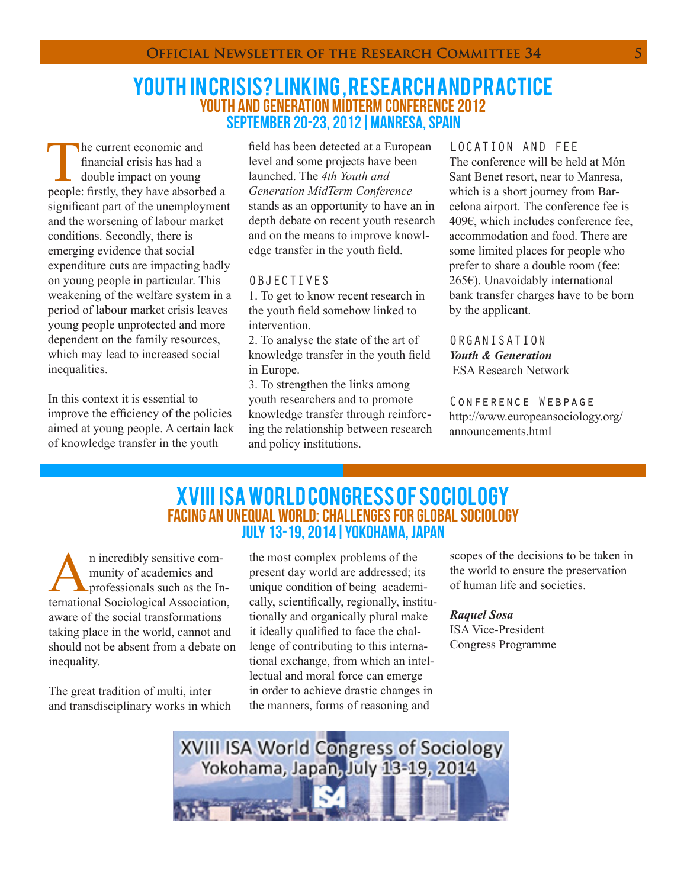# YOUTH IN CRISIS? LINKING, RESEARCH AND PRACTICE

## YOUTH AND GENERATION MIDTERM CONFERENCE 2012

### SEPTEMBER 20-23, 2012 | MANRESA, SPAIN

The current economic and financial crisis has had a double impact on young people: firstly, they have absorbed a significant part of the unemployment and the worsening of labour market conditions. Secondly, there is emerging evidence that social expenditure cuts are impacting badly on young people in particular. This weakening of the welfare system in a period of labour market crisis leaves young people unprotected and more dependent on the family resources, which may lead to increased social inequalities.

In this context it is essential to improve the efficiency of the policies aimed at young people. A certain lack of knowledge transfer in the youth field has been detected at a European level and some projects have been launched. The *4th Youth and Generation MidTerm Conference* stands as an opportunity to have an in depth debate on recent youth research and on the means to improve knowledge transfer in the youth field.

#### OBJECTIVES

1. To get to know recent research in the youth field somehow linked to intervention.
2. To analyse the state of the art of knowledge transfer in the youth field in Europe.
3. To strengthen the links among youth researchers and to promote knowledge transfer through reinforcing the relationship between research and policy institutions.

#### LOCATION AND FEE

The conference will be held at Món Sant Benet resort, near to Manresa, which is a short journey from Barcelona airport. The conference fee is 409€, which includes conference fee, accommodation and food. There are some limited places for people who prefer to share a double room (fee: 265€). Unavoidably international bank transfer charges have to be born by the applicant.

#### ORGANISATION

***Youth & Generation***
ESA Research Network

#### CONFERENCE WEBPAGE

http://www.europeansociology.org/announcements.html

# XVIII ISA WORLD CONGRESS OF SOCIOLOGY

## FACING AN UNEQUAL WORLD: CHALLENGES FOR GLOBAL SOCIOLOGY

### JULY 13-19, 2014 | YOKOHAMA, JAPAN

An incredibly sensitive community of academics and professionals such as the International Sociological Association, aware of the social transformations taking place in the world, cannot and should not be absent from a debate on inequality.

The great tradition of multi, inter and transdisciplinary works in which the most complex problems of the present day world are addressed; its unique condition of being academically, scientifically, regionally, institutionally and organically plural make it ideally qualified to face the challenge of contributing to this international exchange, from which an intellectual and moral force can emerge in order to achieve drastic changes in the manners, forms of reasoning and scopes of the decisions to be taken in the world to ensure the preservation of human life and societies.

***Raquel Sosa***
ISA Vice-President
Congress Programme

XVIII ISA World Congress of Sociology
Yokohama, Japan, July 13-19, 2014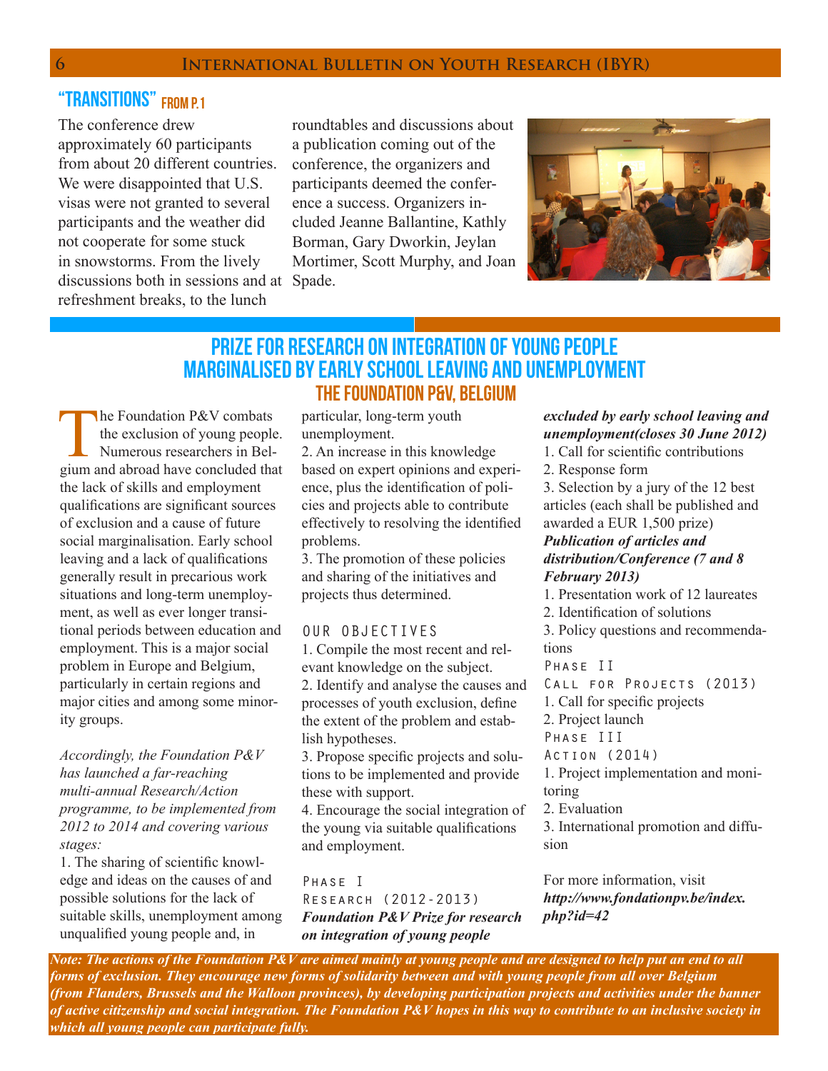## "TRANSITIONS" FROM P.1

The conference drew approximately 60 participants from about 20 different countries. We were disappointed that U.S. visas were not granted to several participants and the weather did not cooperate for some stuck in snowstorms. From the lively discussions both in sessions and at refreshment breaks, to the lunch roundtables and discussions about a publication coming out of the conference, the organizers and participants deemed the conference a success. Organizers included Jeanne Ballantine, Kathly Borman, Gary Dworkin, Jeylan Mortimer, Scott Murphy, and Joan Spade.

## PRIZE FOR RESEARCH ON INTEGRATION OF YOUNG PEOPLE MARGINALISED BY EARLY SCHOOL LEAVING AND UNEMPLOYMENT

### THE FOUNDATION P&V, BELGIUM

The Foundation P&V combats the exclusion of young people. Numerous researchers in Belgium and abroad have concluded that the lack of skills and employment qualifications are significant sources of exclusion and a cause of future social marginalisation. Early school leaving and a lack of qualifications generally result in precarious work situations and long-term unemployment, as well as ever longer transitional periods between education and employment. This is a major social problem in Europe and Belgium, particularly in certain regions and major cities and among some minority groups.

*Accordingly, the Foundation P&V has launched a far-reaching multi-annual Research/Action programme, to be implemented from 2012 to 2014 and covering various stages:*

1. The sharing of scientific knowledge and ideas on the causes of and possible solutions for the lack of suitable skills, unemployment among unqualified young people and, in particular, long-term youth unemployment.
2. An increase in this knowledge based on expert opinions and experience, plus the identification of policies and projects able to contribute effectively to resolving the identified problems.
3. The promotion of these policies and sharing of the initiatives and projects thus determined.

OUR OBJECTIVES

1. Compile the most recent and relevant knowledge on the subject.
2. Identify and analyse the causes and processes of youth exclusion, define the extent of the problem and establish hypotheses.
3. Propose specific projects and solutions to be implemented and provide these with support.
4. Encourage the social integration of the young via suitable qualifications and employment.

PHASE I
RESEARCH (2012-2013)

***Foundation P&V Prize for research on integration of young people excluded by early school leaving and unemployment(closes 30 June 2012)***

1. Call for scientific contributions
2. Response form
3. Selection by a jury of the 12 best articles (each shall be published and awarded a EUR 1,500 prize)

***Publication of articles and distribution/Conference (7 and 8 February 2013)***

1. Presentation work of 12 laureates
2. Identification of solutions
3. Policy questions and recommendations

PHASE II
CALL FOR PROJECTS (2013)

1. Call for specific projects
2. Project launch

PHASE III
ACTION (2014)

1. Project implementation and monitoring
2. Evaluation
3. International promotion and diffusion

For more information, visit ***http://www.fondationpv.be/index.php?id=42***

***Note: The actions of the Foundation P&V are aimed mainly at young people and are designed to help put an end to all forms of exclusion. They encourage new forms of solidarity between and with young people from all over Belgium (from Flanders, Brussels and the Walloon provinces), by developing participation projects and activities under the banner of active citizenship and social integration. The Foundation P&V hopes in this way to contribute to an inclusive society in which all young people can participate fully.***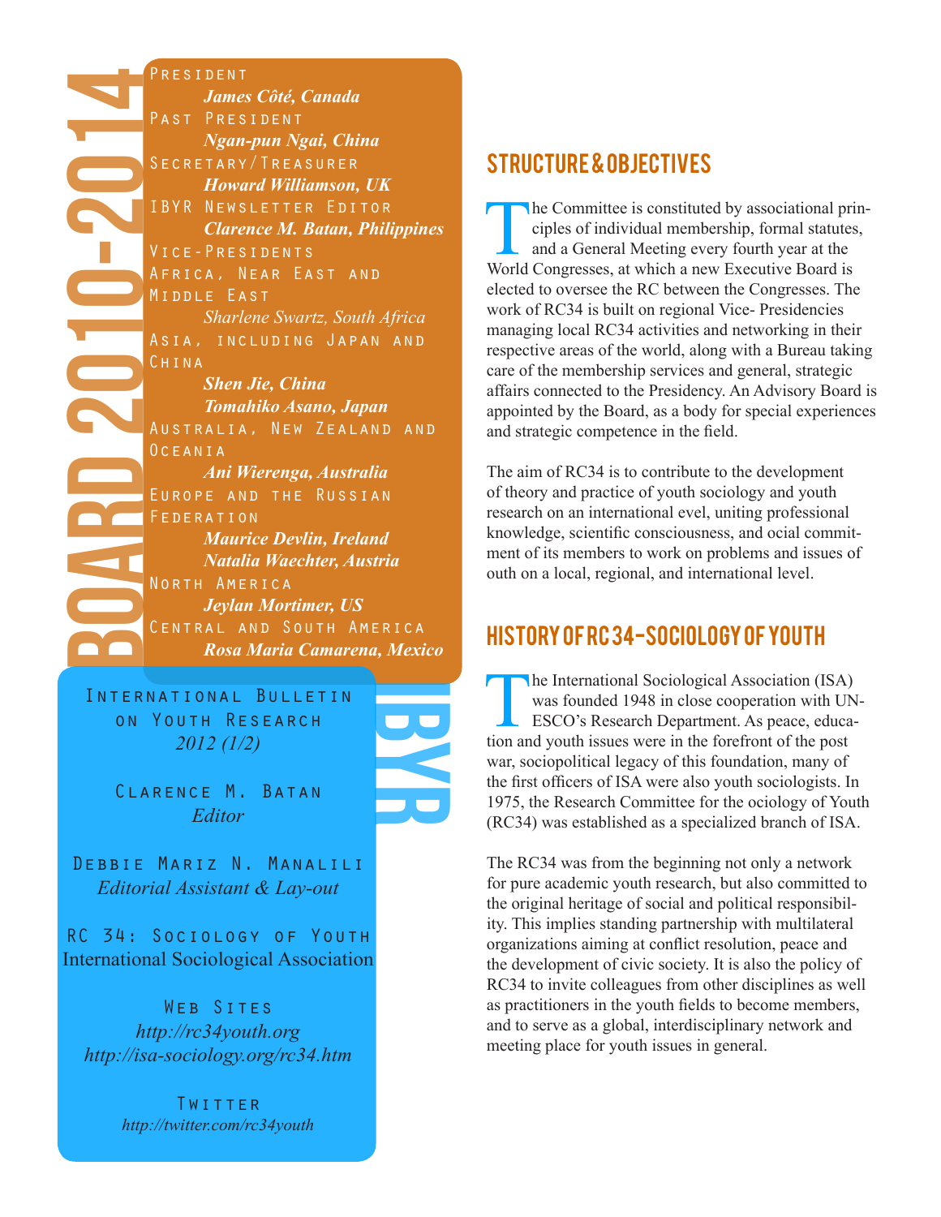# BOARD 2010-2014

**President**
***James Côté, Canada***

**Past President**
***Ngan-pun Ngai, China***

**Secretary/Treasurer**
***Howard Williamson, UK***

**IBYR Newsletter Editor**
***Clarence M. Batan, Philippines***

**Vice-Presidents**

**Africa, Near East and Middle East**
*Sharlene Swartz, South Africa*

**Asia, including Japan and China**
***Shen Jie, China***
***Tomahiko Asano, Japan***

**Australia, New Zealand and Oceania**
***Ani Wierenga, Australia***

**Europe and the Russian Federation**
***Maurice Devlin, Ireland***
***Natalia Waechter, Austria***

**North America**
***Jeylan Mortimer, US***

**Central and South America**
***Rosa Maria Camarena, Mexico***

# IBYR

International Bulletin on Youth Research
*2012 (1/2)*

Clarence M. Batan
*Editor*

Debbie Mariz N. Manalili
*Editorial Assistant & Lay-out*

RC 34: Sociology of Youth
International Sociological Association

Web Sites
*http://rc34youth.org*
*http://isa-sociology.org/rc34.htm*

Twitter
*http://twitter.com/rc34youth*

## STRUCTURE & OBJECTIVES

The Committee is constituted by associational principles of individual membership, formal statutes, and a General Meeting every fourth year at the World Congresses, at which a new Executive Board is elected to oversee the RC between the Congresses. The work of RC34 is built on regional Vice- Presidencies managing local RC34 activities and networking in their respective areas of the world, along with a Bureau taking care of the membership services and general, strategic affairs connected to the Presidency. An Advisory Board is appointed by the Board, as a body for special experiences and strategic competence in the field.

The aim of RC34 is to contribute to the development of theory and practice of youth sociology and youth research on an international evel, uniting professional knowledge, scientific consciousness, and ocial commitment of its members to work on problems and issues of outh on a local, regional, and international level.

## HISTORY OF RC 34-SOCIOLOGY OF YOUTH

The International Sociological Association (ISA) was founded 1948 in close cooperation with UNESCO's Research Department. As peace, education and youth issues were in the forefront of the post war, sociopolitical legacy of this foundation, many of the first officers of ISA were also youth sociologists. In 1975, the Research Committee for the ociology of Youth (RC34) was established as a specialized branch of ISA.

The RC34 was from the beginning not only a network for pure academic youth research, but also committed to the original heritage of social and political responsibility. This implies standing partnership with multilateral organizations aiming at conflict resolution, peace and the development of civic society. It is also the policy of RC34 to invite colleagues from other disciplines as well as practitioners in the youth fields to become members, and to serve as a global, interdisciplinary network and meeting place for youth issues in general.